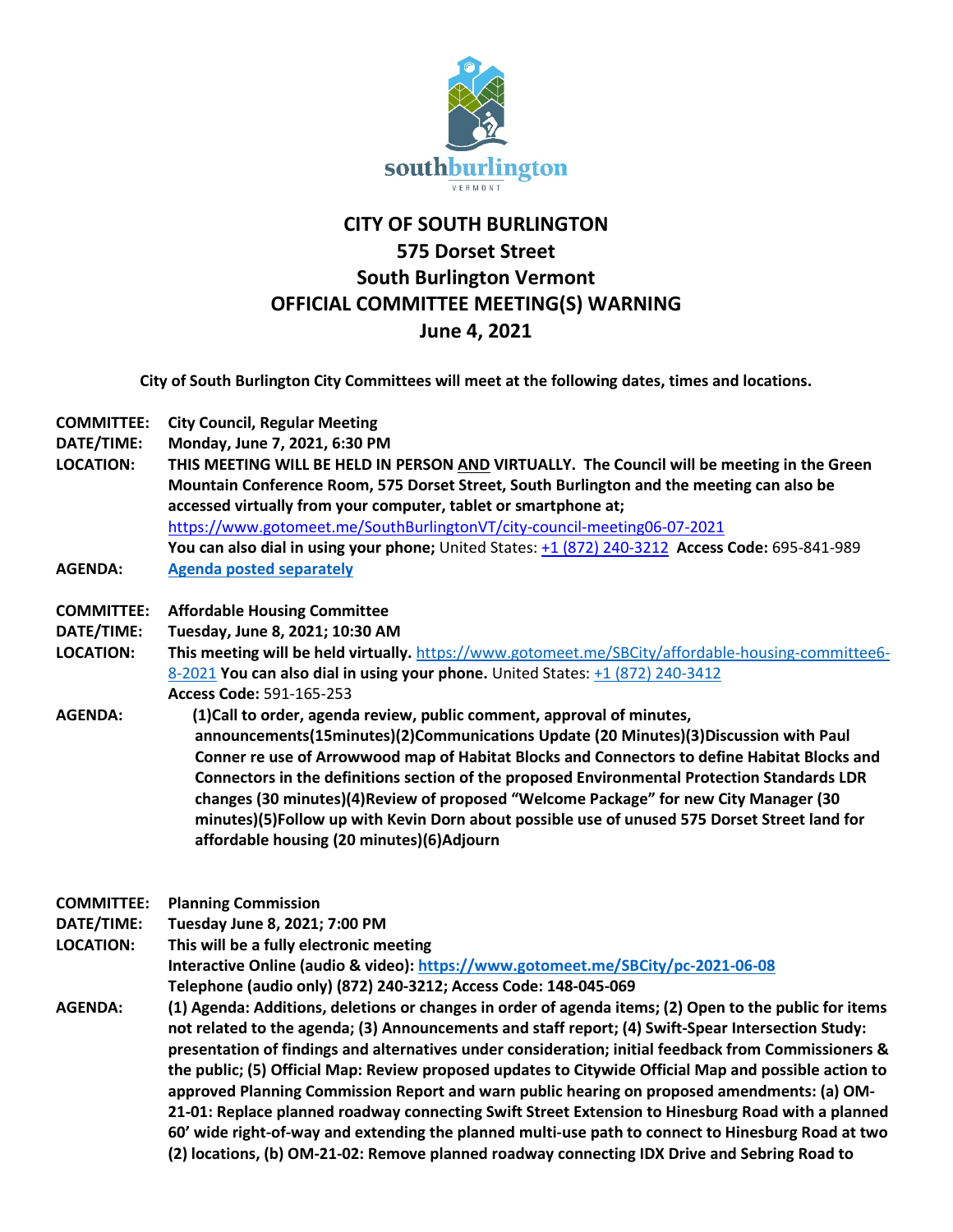southburlington
VERMONT

# CITY OF SOUTH BURLINGTON
## 575 Dorset Street
## South Burlington Vermont
## OFFICIAL COMMITTEE MEETING(S) WARNING
## June 4, 2021

**City of South Burlington City Committees will meet at the following dates, times and locations.**

**COMMITTEE:** **City Council, Regular Meeting**
**DATE/TIME:** **Monday, June 7, 2021, 6:30 PM**
**LOCATION:** **THIS MEETING WILL BE HELD IN PERSON AND VIRTUALLY. The Council will be meeting in the Green Mountain Conference Room, 575 Dorset Street, South Burlington and the meeting can also be accessed virtually from your computer, tablet or smartphone at;**
https://www.gotomeet.me/SouthBurlingtonVT/city-council-meeting06-07-2021
**You can also dial in using your phone;** United States: +1 (872) 240-3212 **Access Code:** 695-841-989
**AGENDA:** **Agenda posted separately**

**COMMITTEE:** **Affordable Housing Committee**
**DATE/TIME:** **Tuesday, June 8, 2021; 10:30 AM**
**LOCATION:** **This meeting will be held virtually.** https://www.gotomeet.me/SBCity/affordable-housing-committee6-8-2021 **You can also dial in using your phone.** United States: +1 (872) 240-3412
**Access Code:** 591-165-253
**AGENDA:** **(1)Call to order, agenda review, public comment, approval of minutes, announcements(15minutes)(2)Communications Update (20 Minutes)(3)Discussion with Paul Conner re use of Arrowwood map of Habitat Blocks and Connectors to define Habitat Blocks and Connectors in the definitions section of the proposed Environmental Protection Standards LDR changes (30 minutes)(4)Review of proposed "Welcome Package" for new City Manager (30 minutes)(5)Follow up with Kevin Dorn about possible use of unused 575 Dorset Street land for affordable housing (20 minutes)(6)Adjourn**

**COMMITTEE:** **Planning Commission**
**DATE/TIME:** **Tuesday June 8, 2021; 7:00 PM**
**LOCATION:** **This will be a fully electronic meeting**
**Interactive Online (audio & video): https://www.gotomeet.me/SBCity/pc-2021-06-08**
**Telephone (audio only) (872) 240-3212; Access Code: 148-045-069**
**AGENDA:** **(1) Agenda: Additions, deletions or changes in order of agenda items; (2) Open to the public for items not related to the agenda; (3) Announcements and staff report; (4) Swift-Spear Intersection Study: presentation of findings and alternatives under consideration; initial feedback from Commissioners & the public; (5) Official Map: Review proposed updates to Citywide Official Map and possible action to approved Planning Commission Report and warn public hearing on proposed amendments: (a) OM-21-01: Replace planned roadway connecting Swift Street Extension to Hinesburg Road with a planned 60' wide right-of-way and extending the planned multi-use path to connect to Hinesburg Road at two (2) locations, (b) OM-21-02: Remove planned roadway connecting IDX Drive and Sebring Road to**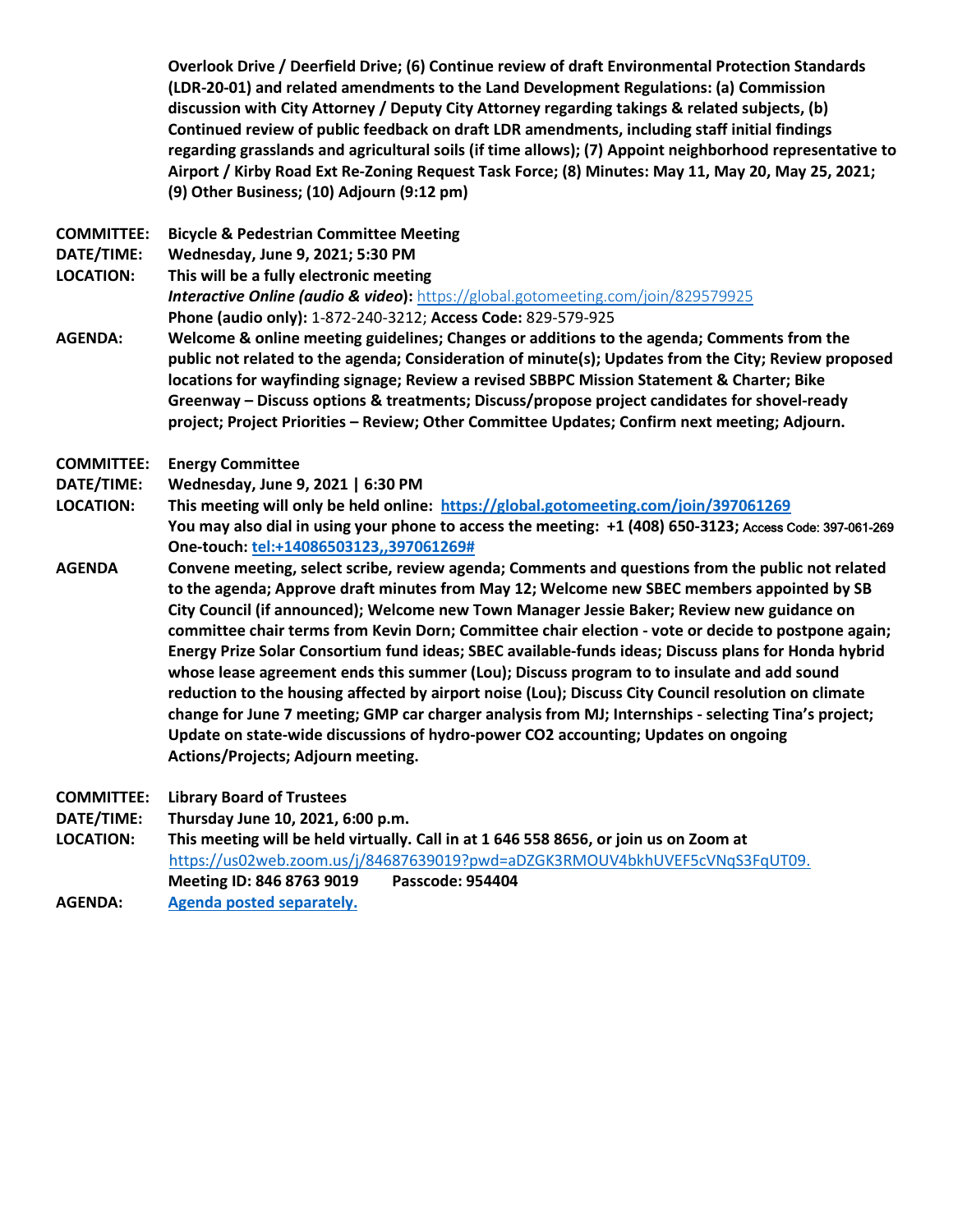**Overlook Drive / Deerfield Drive; (6) Continue review of draft Environmental Protection Standards (LDR-20-01) and related amendments to the Land Development Regulations: (a) Commission discussion with City Attorney / Deputy City Attorney regarding takings & related subjects, (b) Continued review of public feedback on draft LDR amendments, including staff initial findings regarding grasslands and agricultural soils (if time allows); (7) Appoint neighborhood representative to Airport / Kirby Road Ext Re-Zoning Request Task Force; (8) Minutes: May 11, May 20, May 25, 2021; (9) Other Business; (10) Adjourn (9:12 pm)**

**COMMITTEE:** **Bicycle & Pedestrian Committee Meeting**
**DATE/TIME:** **Wednesday, June 9, 2021; 5:30 PM**
**LOCATION:** **This will be a fully electronic meeting**
***Interactive Online (audio & video)*:** https://global.gotomeeting.com/join/829579925
**Phone (audio only):** 1-872-240-3212; **Access Code:** 829-579-925
**AGENDA:** **Welcome & online meeting guidelines; Changes or additions to the agenda; Comments from the public not related to the agenda; Consideration of minute(s); Updates from the City; Review proposed locations for wayfinding signage; Review a revised SBBPC Mission Statement & Charter; Bike Greenway – Discuss options & treatments; Discuss/propose project candidates for shovel-ready project; Project Priorities – Review; Other Committee Updates; Confirm next meeting; Adjourn.**

**COMMITTEE:** **Energy Committee**
**DATE/TIME:** **Wednesday, June 9, 2021 | 6:30 PM**
**LOCATION:** **This meeting will only be held online: https://global.gotomeeting.com/join/397061269**
**You may also dial in using your phone to access the meeting: +1 (408) 650-3123;** Access Code: 397-061-269
**One-touch: tel:+14086503123,,397061269#**
**AGENDA** **Convene meeting, select scribe, review agenda; Comments and questions from the public not related to the agenda; Approve draft minutes from May 12; Welcome new SBEC members appointed by SB City Council (if announced); Welcome new Town Manager Jessie Baker; Review new guidance on committee chair terms from Kevin Dorn; Committee chair election - vote or decide to postpone again; Energy Prize Solar Consortium fund ideas; SBEC available-funds ideas; Discuss plans for Honda hybrid whose lease agreement ends this summer (Lou); Discuss program to to insulate and add sound reduction to the housing affected by airport noise (Lou); Discuss City Council resolution on climate change for June 7 meeting; GMP car charger analysis from MJ; Internships - selecting Tina's project; Update on state-wide discussions of hydro-power CO2 accounting; Updates on ongoing Actions/Projects; Adjourn meeting.**

**COMMITTEE:** **Library Board of Trustees**
**DATE/TIME:** **Thursday June 10, 2021, 6:00 p.m.**
**LOCATION:** **This meeting will be held virtually. Call in at 1 646 558 8656, or join us on Zoom at** https://us02web.zoom.us/j/84687639019?pwd=aDZGK3RMOUV4bkhUVEF5cVNqS3FqUT09.
**Meeting ID: 846 8763 9019 Passcode: 954404**
**AGENDA:** **Agenda posted separately.**